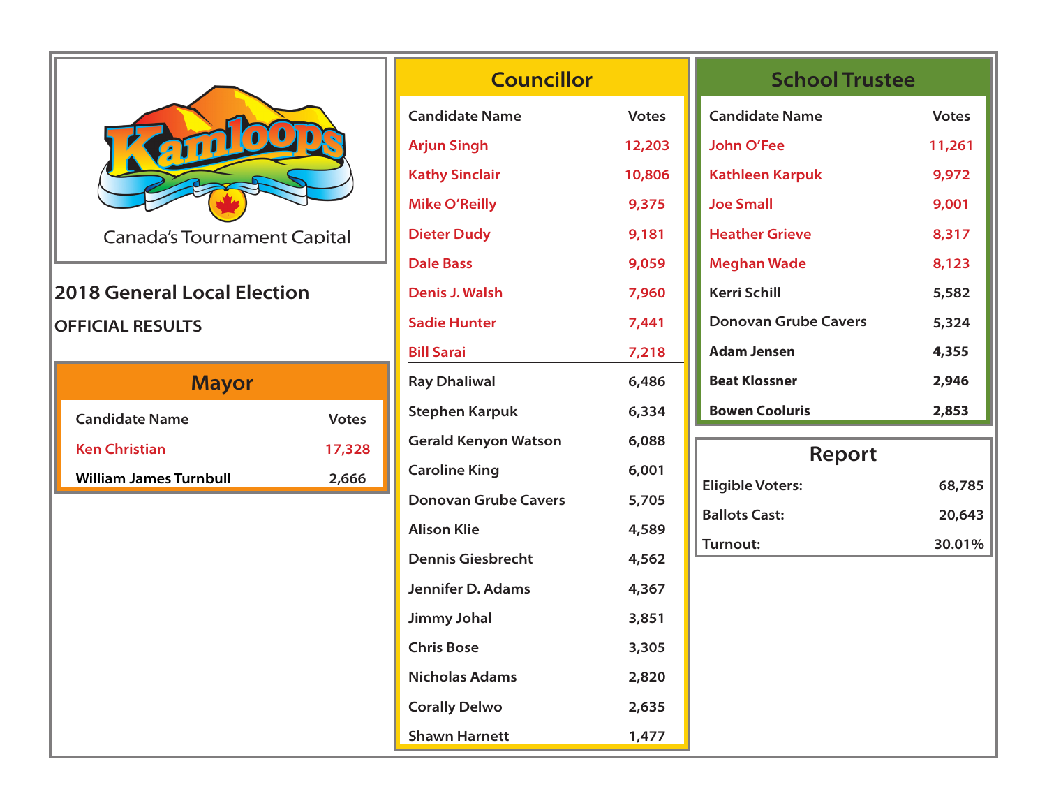Kamloops

Canada's Tournament Capital

## 2018 General Local Election

**OFFICIAL RESULTS**

### Mayor

| Candidate Name | Votes |
|---|---|
| Ken Christian | 17,328 |
| William James Turnbull | 2,666 |

### Councillor

| Candidate Name | Votes |
|---|---|
| Arjun Singh | 12,203 |
| Kathy Sinclair | 10,806 |
| Mike O'Reilly | 9,375 |
| Dieter Dudy | 9,181 |
| Dale Bass | 9,059 |
| Denis J. Walsh | 7,960 |
| Sadie Hunter | 7,441 |
| Bill Sarai | 7,218 |
| Ray Dhaliwal | 6,486 |
| Stephen Karpuk | 6,334 |
| Gerald Kenyon Watson | 6,088 |
| Caroline King | 6,001 |
| Donovan Grube Cavers | 5,705 |
| Alison Klie | 4,589 |
| Dennis Giesbrecht | 4,562 |
| Jennifer D. Adams | 4,367 |
| Jimmy Johal | 3,851 |
| Chris Bose | 3,305 |
| Nicholas Adams | 2,820 |
| Corally Delwo | 2,635 |
| Shawn Harnett | 1,477 |

### School Trustee

| Candidate Name | Votes |
|---|---|
| John O'Fee | 11,261 |
| Kathleen Karpuk | 9,972 |
| Joe Small | 9,001 |
| Heather Grieve | 8,317 |
| Meghan Wade | 8,123 |
| Kerri Schill | 5,582 |
| Donovan Grube Cavers | 5,324 |
| Adam Jensen | 4,355 |
| Beat Klossner | 2,946 |
| Bowen Cooluris | 2,853 |

### Report

| | |
|---|---|
| Eligible Voters: | 68,785 |
| Ballots Cast: | 20,643 |
| Turnout: | 30.01% |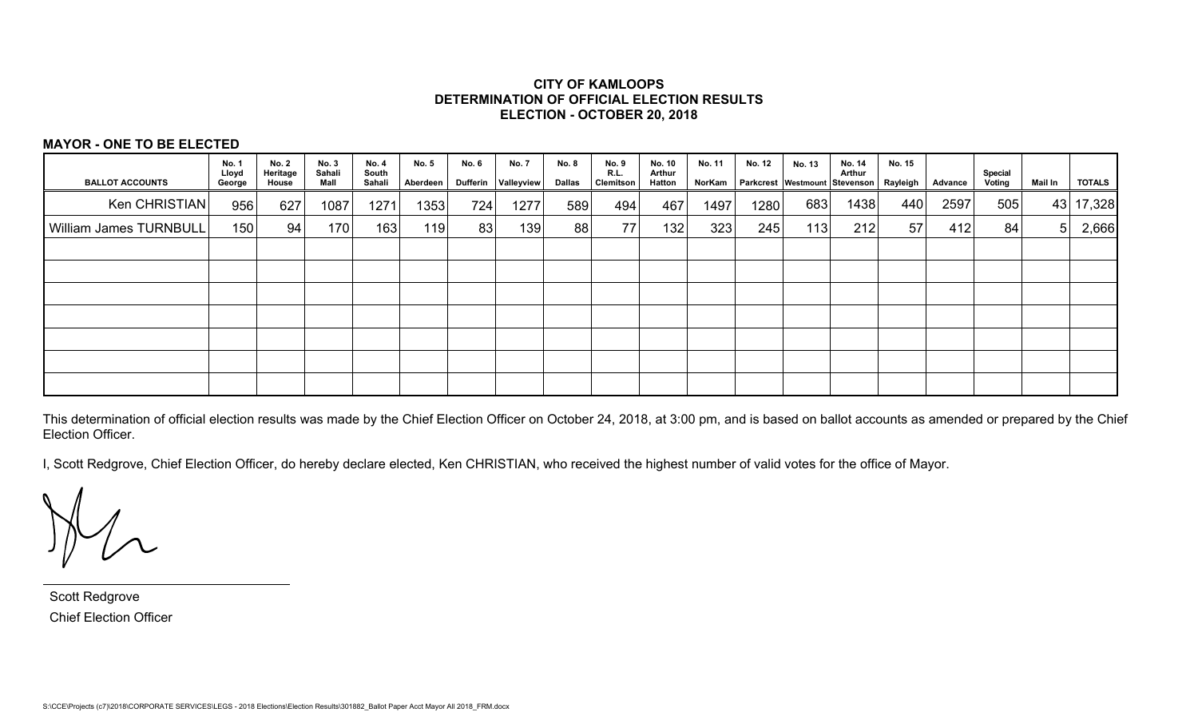**CITY OF KAMLOOPS**
**DETERMINATION OF OFFICIAL ELECTION RESULTS**
**ELECTION - OCTOBER 20, 2018**

**MAYOR - ONE TO BE ELECTED**

| BALLOT ACCOUNTS | No. 1 Lloyd George | No. 2 Heritage House | No. 3 Sahali Mall | No. 4 South Sahali | No. 5 Aberdeen | No. 6 Dufferin | No. 7 Valleyview | No. 8 Dallas | No. 9 R.L. Clemitson | No. 10 Arthur Hatton | No. 11 NorKam | No. 12 Parkcrest | No. 13 Westmount | No. 14 Arthur Stevenson | No. 15 Rayleigh | Advance | Special Voting | Mail In | TOTALS |
|---|---|---|---|---|---|---|---|---|---|---|---|---|---|---|---|---|---|---|---|
| Ken CHRISTIAN | 956 | 627 | 1087 | 1271 | 1353 | 724 | 1277 | 589 | 494 | 467 | 1497 | 1280 | 683 | 1438 | 440 | 2597 | 505 | 43 | 17,328 |
| William James TURNBULL | 150 | 94 | 170 | 163 | 119 | 83 | 139 | 88 | 77 | 132 | 323 | 245 | 113 | 212 | 57 | 412 | 84 | 5 | 2,666 |

This determination of official election results was made by the Chief Election Officer on October 24, 2018, at 3:00 pm, and is based on ballot accounts as amended or prepared by the Chief Election Officer.

I, Scott Redgrove, Chief Election Officer, do hereby declare elected, Ken CHRISTIAN, who received the highest number of valid votes for the office of Mayor.

Scott Redgrove
Chief Election Officer

S:\CCE\Projects (c7)\2018\CORPORATE SERVICES\LEGS - 2018 Elections\Election Results\301882_Ballot Paper Acct Mayor All 2018_FRM.docx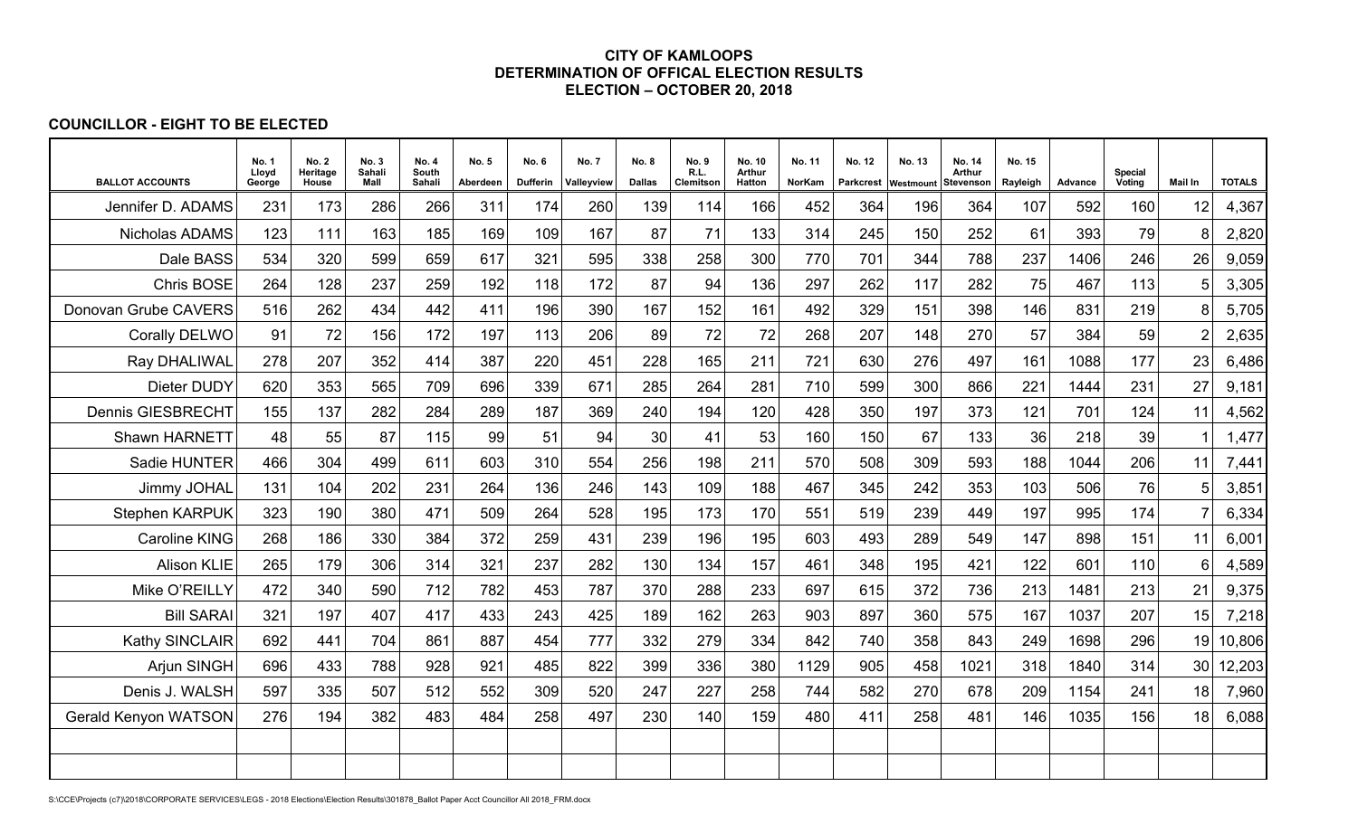**CITY OF KAMLOOPS**
**DETERMINATION OF OFFICAL ELECTION RESULTS**
**ELECTION – OCTOBER 20, 2018**

**COUNCILLOR - EIGHT TO BE ELECTED**

| BALLOT ACCOUNTS | No. 1 Lloyd George | No. 2 Heritage House | No. 3 Sahali Mall | No. 4 South Sahali | No. 5 Aberdeen | No. 6 Dufferin | No. 7 Valleyview | No. 8 Dallas | No. 9 R.L. Clemitson | No. 10 Arthur Hatton | No. 11 NorKam | No. 12 Parkcrest | No. 13 Westmount | No. 14 Arthur Stevenson | No. 15 Rayleigh | Advance | Special Voting | Mail In | TOTALS |
|---|---|---|---|---|---|---|---|---|---|---|---|---|---|---|---|---|---|---|---|
| Jennifer D. ADAMS | 231 | 173 | 286 | 266 | 311 | 174 | 260 | 139 | 114 | 166 | 452 | 364 | 196 | 364 | 107 | 592 | 160 | 12 | 4,367 |
| Nicholas ADAMS | 123 | 111 | 163 | 185 | 169 | 109 | 167 | 87 | 71 | 133 | 314 | 245 | 150 | 252 | 61 | 393 | 79 | 8 | 2,820 |
| Dale BASS | 534 | 320 | 599 | 659 | 617 | 321 | 595 | 338 | 258 | 300 | 770 | 701 | 344 | 788 | 237 | 1406 | 246 | 26 | 9,059 |
| Chris BOSE | 264 | 128 | 237 | 259 | 192 | 118 | 172 | 87 | 94 | 136 | 297 | 262 | 117 | 282 | 75 | 467 | 113 | 5 | 3,305 |
| Donovan Grube CAVERS | 516 | 262 | 434 | 442 | 411 | 196 | 390 | 167 | 152 | 161 | 492 | 329 | 151 | 398 | 146 | 831 | 219 | 8 | 5,705 |
| Corally DELWO | 91 | 72 | 156 | 172 | 197 | 113 | 206 | 89 | 72 | 72 | 268 | 207 | 148 | 270 | 57 | 384 | 59 | 2 | 2,635 |
| Ray DHALIWAL | 278 | 207 | 352 | 414 | 387 | 220 | 451 | 228 | 165 | 211 | 721 | 630 | 276 | 497 | 161 | 1088 | 177 | 23 | 6,486 |
| Dieter DUDY | 620 | 353 | 565 | 709 | 696 | 339 | 671 | 285 | 264 | 281 | 710 | 599 | 300 | 866 | 221 | 1444 | 231 | 27 | 9,181 |
| Dennis GIESBRECHT | 155 | 137 | 282 | 284 | 289 | 187 | 369 | 240 | 194 | 120 | 428 | 350 | 197 | 373 | 121 | 701 | 124 | 11 | 4,562 |
| Shawn HARNETT | 48 | 55 | 87 | 115 | 99 | 51 | 94 | 30 | 41 | 53 | 160 | 150 | 67 | 133 | 36 | 218 | 39 | 1 | 1,477 |
| Sadie HUNTER | 466 | 304 | 499 | 611 | 603 | 310 | 554 | 256 | 198 | 211 | 570 | 508 | 309 | 593 | 188 | 1044 | 206 | 11 | 7,441 |
| Jimmy JOHAL | 131 | 104 | 202 | 231 | 264 | 136 | 246 | 143 | 109 | 188 | 467 | 345 | 242 | 353 | 103 | 506 | 76 | 5 | 3,851 |
| Stephen KARPUK | 323 | 190 | 380 | 471 | 509 | 264 | 528 | 195 | 173 | 170 | 551 | 519 | 239 | 449 | 197 | 995 | 174 | 7 | 6,334 |
| Caroline KING | 268 | 186 | 330 | 384 | 372 | 259 | 431 | 239 | 196 | 195 | 603 | 493 | 289 | 549 | 147 | 898 | 151 | 11 | 6,001 |
| Alison KLIE | 265 | 179 | 306 | 314 | 321 | 237 | 282 | 130 | 134 | 157 | 461 | 348 | 195 | 421 | 122 | 601 | 110 | 6 | 4,589 |
| Mike O'REILLY | 472 | 340 | 590 | 712 | 782 | 453 | 787 | 370 | 288 | 233 | 697 | 615 | 372 | 736 | 213 | 1481 | 213 | 21 | 9,375 |
| Bill SARAI | 321 | 197 | 407 | 417 | 433 | 243 | 425 | 189 | 162 | 263 | 903 | 897 | 360 | 575 | 167 | 1037 | 207 | 15 | 7,218 |
| Kathy SINCLAIR | 692 | 441 | 704 | 861 | 887 | 454 | 777 | 332 | 279 | 334 | 842 | 740 | 358 | 843 | 249 | 1698 | 296 | 19 | 10,806 |
| Arjun SINGH | 696 | 433 | 788 | 928 | 921 | 485 | 822 | 399 | 336 | 380 | 1129 | 905 | 458 | 1021 | 318 | 1840 | 314 | 30 | 12,203 |
| Denis J. WALSH | 597 | 335 | 507 | 512 | 552 | 309 | 520 | 247 | 227 | 258 | 744 | 582 | 270 | 678 | 209 | 1154 | 241 | 18 | 7,960 |
| Gerald Kenyon WATSON | 276 | 194 | 382 | 483 | 484 | 258 | 497 | 230 | 140 | 159 | 480 | 411 | 258 | 481 | 146 | 1035 | 156 | 18 | 6,088 |
| | | | | | | | | | | | | | | | | | | | |
| | | | | | | | | | | | | | | | | | | | |

S:\CCE\Projects (c7)\2018\CORPORATE SERVICES\LEGS - 2018 Elections\Election Results\301878_Ballot Paper Acct Councillor All 2018_FRM.docx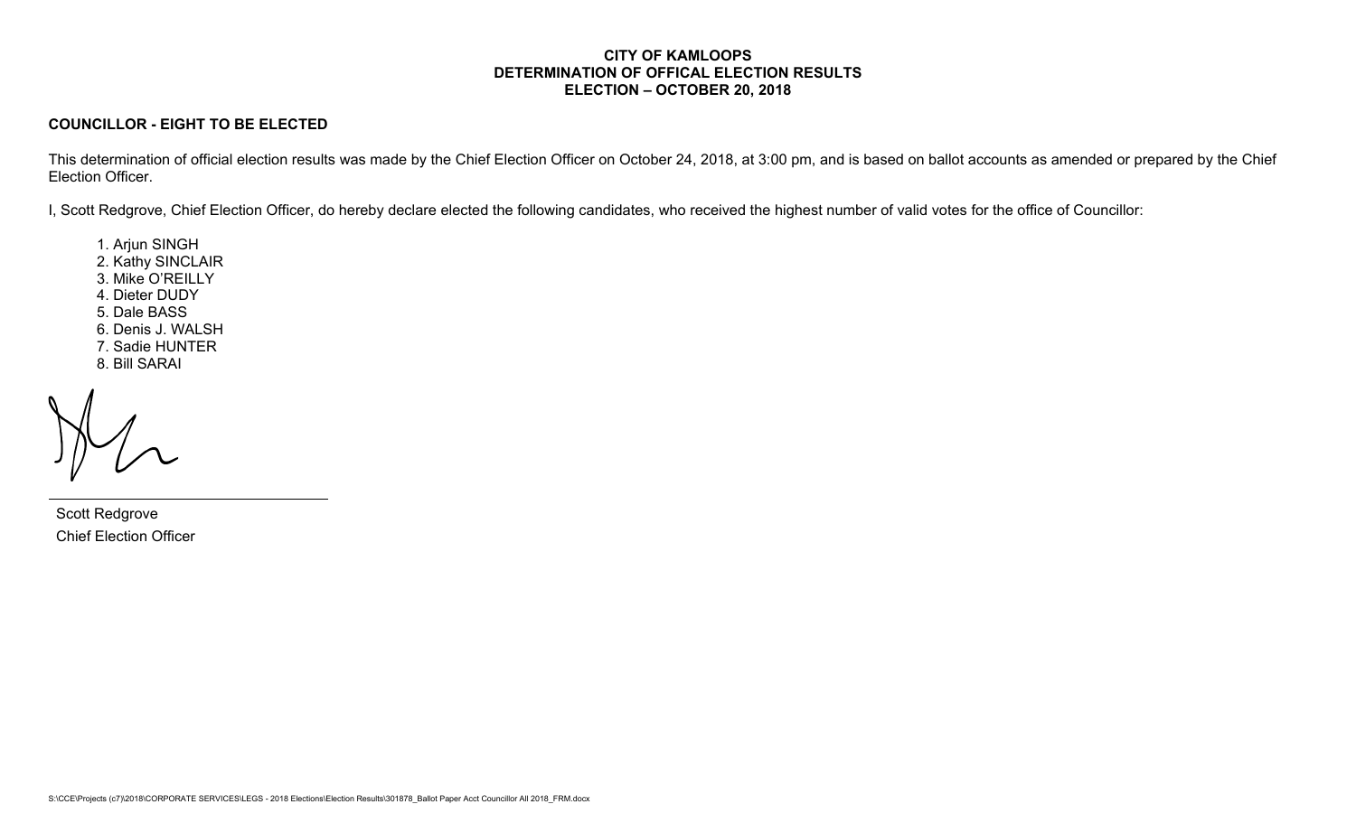**CITY OF KAMLOOPS**
**DETERMINATION OF OFFICAL ELECTION RESULTS**
**ELECTION – OCTOBER 20, 2018**

**COUNCILLOR - EIGHT TO BE ELECTED**

This determination of official election results was made by the Chief Election Officer on October 24, 2018, at 3:00 pm, and is based on ballot accounts as amended or prepared by the Chief Election Officer.

I, Scott Redgrove, Chief Election Officer, do hereby declare elected the following candidates, who received the highest number of valid votes for the office of Councillor:

1. Arjun SINGH
2. Kathy SINCLAIR
3. Mike O'REILLY
4. Dieter DUDY
5. Dale BASS
6. Denis J. WALSH
7. Sadie HUNTER
8. Bill SARAI

Scott Redgrove
Chief Election Officer

S:\CCE\Projects (c7)\2018\CORPORATE SERVICES\LEGS - 2018 Elections\Election Results\301878_Ballot Paper Acct Councillor All 2018_FRM.docx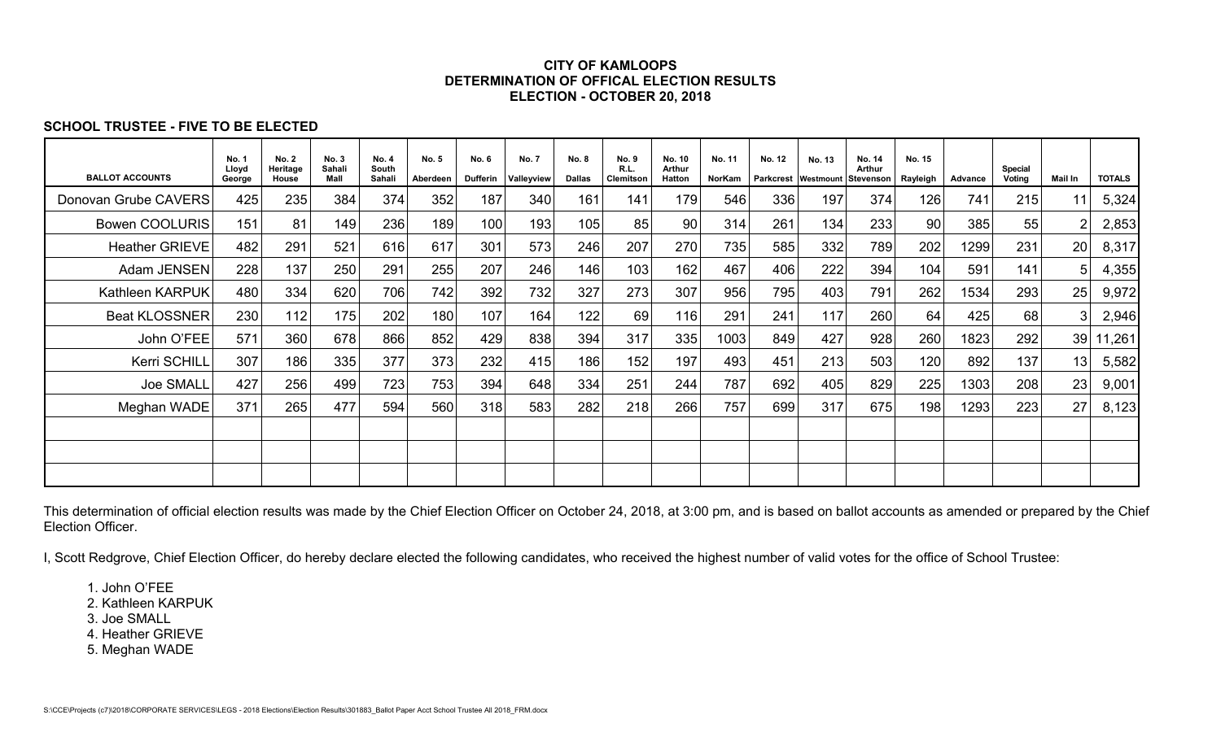**CITY OF KAMLOOPS**
**DETERMINATION OF OFFICAL ELECTION RESULTS**
**ELECTION - OCTOBER 20, 2018**

## SCHOOL TRUSTEE - FIVE TO BE ELECTED

| BALLOT ACCOUNTS | No. 1 Lloyd George | No. 2 Heritage House | No. 3 Sahali Mall | No. 4 South Sahali | No. 5 Aberdeen | No. 6 Dufferin | No. 7 Valleyview | No. 8 Dallas | No. 9 R.L. Clemitson | No. 10 Arthur Hatton | No. 11 NorKam | No. 12 Parkcrest | No. 13 Westmount | No. 14 Arthur Stevenson | No. 15 Rayleigh | Advance | Special Voting | Mail In | TOTALS |
|---|---|---|---|---|---|---|---|---|---|---|---|---|---|---|---|---|---|---|---|
| Donovan Grube CAVERS | 425 | 235 | 384 | 374 | 352 | 187 | 340 | 161 | 141 | 179 | 546 | 336 | 197 | 374 | 126 | 741 | 215 | 11 | 5,324 |
| Bowen COOLURIS | 151 | 81 | 149 | 236 | 189 | 100 | 193 | 105 | 85 | 90 | 314 | 261 | 134 | 233 | 90 | 385 | 55 | 2 | 2,853 |
| Heather GRIEVE | 482 | 291 | 521 | 616 | 617 | 301 | 573 | 246 | 207 | 270 | 735 | 585 | 332 | 789 | 202 | 1299 | 231 | 20 | 8,317 |
| Adam JENSEN | 228 | 137 | 250 | 291 | 255 | 207 | 246 | 146 | 103 | 162 | 467 | 406 | 222 | 394 | 104 | 591 | 141 | 5 | 4,355 |
| Kathleen KARPUK | 480 | 334 | 620 | 706 | 742 | 392 | 732 | 327 | 273 | 307 | 956 | 795 | 403 | 791 | 262 | 1534 | 293 | 25 | 9,972 |
| Beat KLOSSNER | 230 | 112 | 175 | 202 | 180 | 107 | 164 | 122 | 69 | 116 | 291 | 241 | 117 | 260 | 64 | 425 | 68 | 3 | 2,946 |
| John O'FEE | 571 | 360 | 678 | 866 | 852 | 429 | 838 | 394 | 317 | 335 | 1003 | 849 | 427 | 928 | 260 | 1823 | 292 | 39 | 11,261 |
| Kerri SCHILL | 307 | 186 | 335 | 377 | 373 | 232 | 415 | 186 | 152 | 197 | 493 | 451 | 213 | 503 | 120 | 892 | 137 | 13 | 5,582 |
| Joe SMALL | 427 | 256 | 499 | 723 | 753 | 394 | 648 | 334 | 251 | 244 | 787 | 692 | 405 | 829 | 225 | 1303 | 208 | 23 | 9,001 |
| Meghan WADE | 371 | 265 | 477 | 594 | 560 | 318 | 583 | 282 | 218 | 266 | 757 | 699 | 317 | 675 | 198 | 1293 | 223 | 27 | 8,123 |
| | | | | | | | | | | | | | | | | | | | |
| | | | | | | | | | | | | | | | | | | | |
| | | | | | | | | | | | | | | | | | | | |

This determination of official election results was made by the Chief Election Officer on October 24, 2018, at 3:00 pm, and is based on ballot accounts as amended or prepared by the Chief Election Officer.

I, Scott Redgrove, Chief Election Officer, do hereby declare elected the following candidates, who received the highest number of valid votes for the office of School Trustee:

1. John O'FEE
2. Kathleen KARPUK
3. Joe SMALL
4. Heather GRIEVE
5. Meghan WADE

S:\CCE\Projects (c7)\2018\CORPORATE SERVICES\LEGS - 2018 Elections\Election Results\301883_Ballot Paper Acct School Trustee All 2018_FRM.docx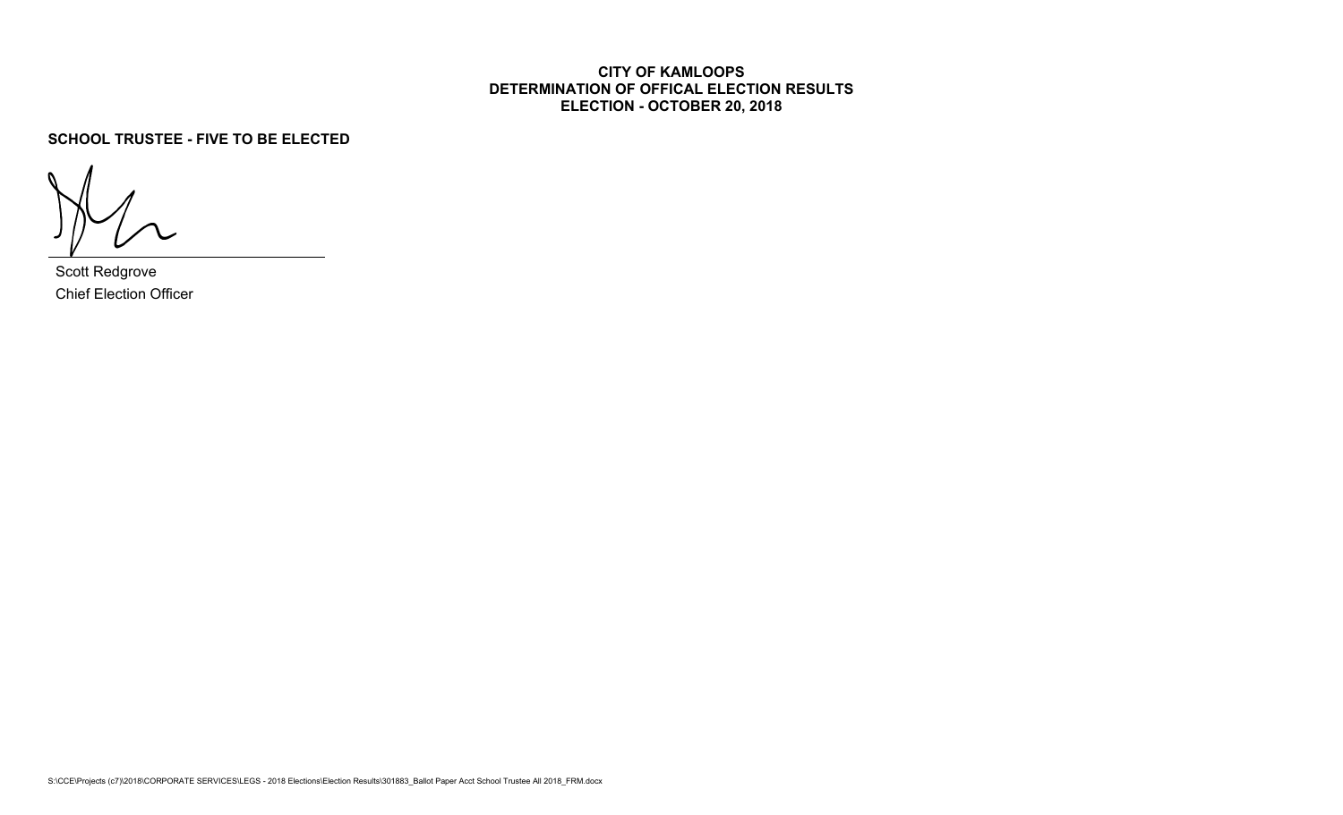**CITY OF KAMLOOPS**
**DETERMINATION OF OFFICAL ELECTION RESULTS**
**ELECTION - OCTOBER 20, 2018**

**SCHOOL TRUSTEE - FIVE TO BE ELECTED**

Scott Redgrove
Chief Election Officer

S:\CCE\Projects (c7)\2018\CORPORATE SERVICES\LEGS - 2018 Elections\Election Results\301883_Ballot Paper Acct School Trustee All 2018_FRM.docx